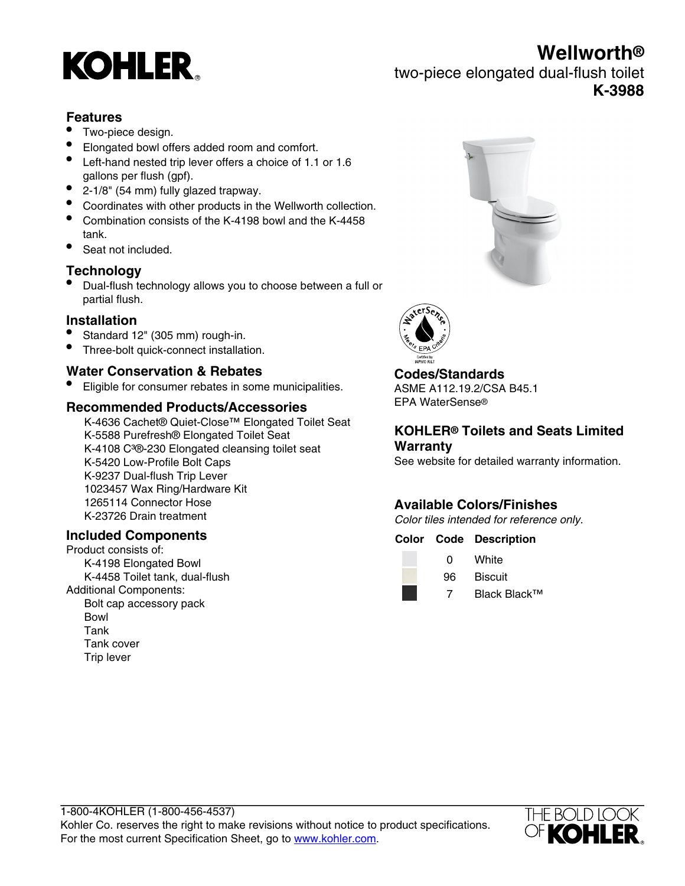KOHLER®

# Wellworth®

two-piece elongated dual-flush toilet

**K-3988**

## Features

- Two-piece design.
- Elongated bowl offers added room and comfort.
- Left-hand nested trip lever offers a choice of 1.1 or 1.6 gallons per flush (gpf).
- 2-1/8" (54 mm) fully glazed trapway.
- Coordinates with other products in the Wellworth collection.
- Combination consists of the K-4198 bowl and the K-4458 tank.
- Seat not included.

## Technology

- Dual-flush technology allows you to choose between a full or partial flush.

## Installation

- Standard 12" (305 mm) rough-in.
- Three-bolt quick-connect installation.

## Water Conservation & Rebates

- Eligible for consumer rebates in some municipalities.

## Recommended Products/Accessories

K-4636 Cachet® Quiet-Close™ Elongated Toilet Seat
K-5588 Purefresh® Elongated Toilet Seat
K-4108 C³®-230 Elongated cleansing toilet seat
K-5420 Low-Profile Bolt Caps
K-9237 Dual-flush Trip Lever
1023457 Wax Ring/Hardware Kit
1265114 Connector Hose
K-23726 Drain treatment

## Included Components

Product consists of:
K-4198 Elongated Bowl
K-4458 Toilet tank, dual-flush

Additional Components:
Bolt cap accessory pack
Bowl
Tank
Tank cover
Trip lever

## Codes/Standards

ASME A112.19.2/CSA B45.1
EPA WaterSense®

## KOHLER® Toilets and Seats Limited Warranty

See website for detailed warranty information.

## Available Colors/Finishes

*Color tiles intended for reference only.*

| Color | Code | Description |
|---|---|---|
| | 0 | White |
| | 96 | Biscuit |
| | 7 | Black Black™ |

1-800-4KOHLER (1-800-456-4537)
Kohler Co. reserves the right to make revisions without notice to product specifications.
For the most current Specification Sheet, go to www.kohler.com.

THE BOLD LOOK OF KOHLER®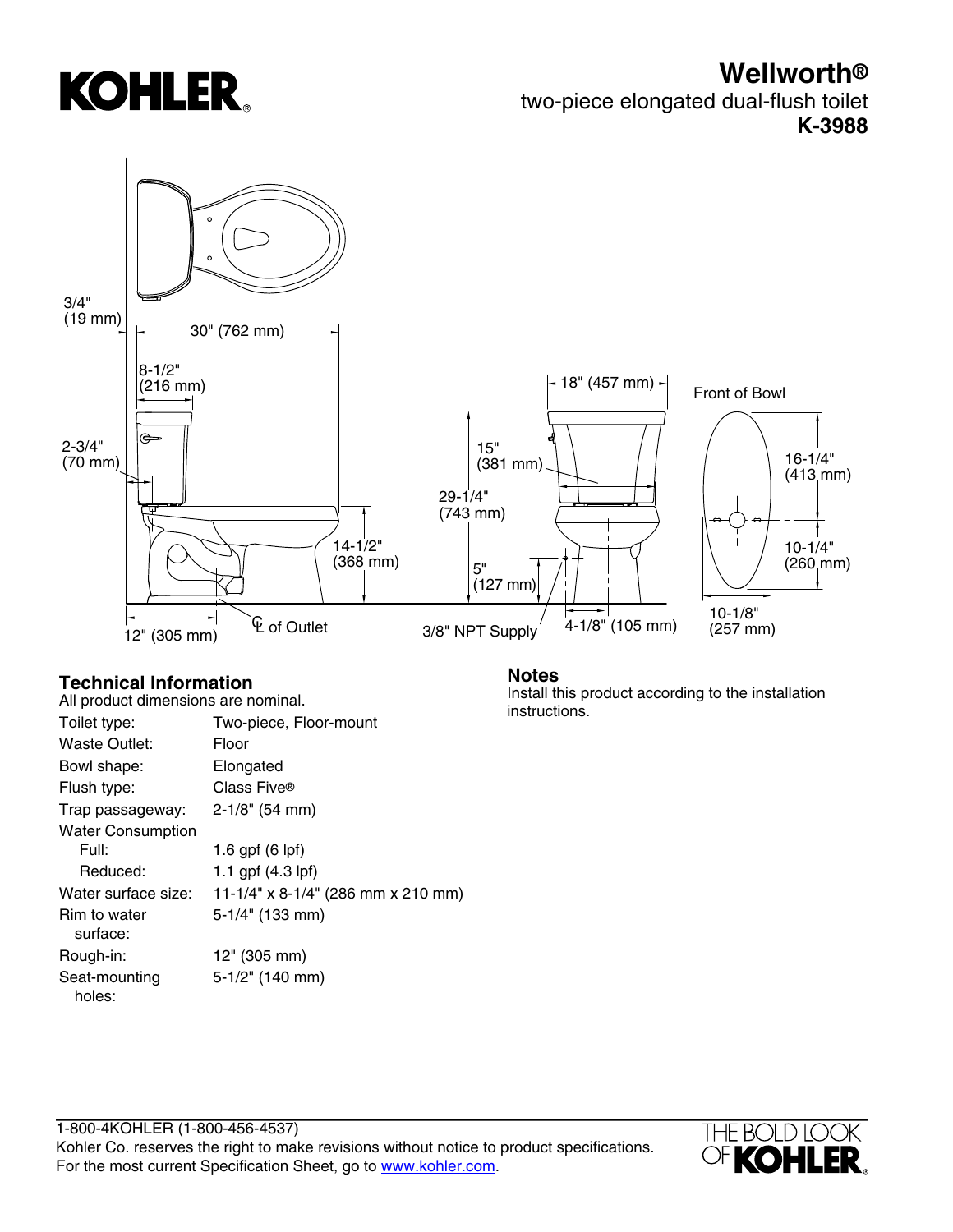# KOHLER

## Wellworth®

two-piece elongated dual-flush toilet

**K-3988**

3/4"
(19 mm)

30" (762 mm)

8-1/2"
(216 mm)

2-3/4"
(70 mm)

14-1/2"
(368 mm)

12" (305 mm)

℄ of Outlet

18" (457 mm)

15"
(381 mm)

29-1/4"
(743 mm)

5"
(127 mm)

3/8" NPT Supply

4-1/8" (105 mm)

Front of Bowl

16-1/4"
(413 mm)

10-1/4"
(260 mm)

10-1/8"
(257 mm)

## Technical Information

All product dimensions are nominal.

| | |
|---|---|
| Toilet type: | Two-piece, Floor-mount |
| Waste Outlet: | Floor |
| Bowl shape: | Elongated |
| Flush type: | Class Five® |
| Trap passageway: | 2-1/8" (54 mm) |
| Water Consumption | |
| Full: | 1.6 gpf (6 lpf) |
| Reduced: | 1.1 gpf (4.3 lpf) |
| Water surface size: | 11-1/4" x 8-1/4" (286 mm x 210 mm) |
| Rim to water surface: | 5-1/4" (133 mm) |
| Rough-in: | 12" (305 mm) |
| Seat-mounting holes: | 5-1/2" (140 mm) |

## Notes

Install this product according to the installation instructions.

1-800-4KOHLER (1-800-456-4537)
Kohler Co. reserves the right to make revisions without notice to product specifications.
For the most current Specification Sheet, go to www.kohler.com.

THE BOLD LOOK OF KOHLER.